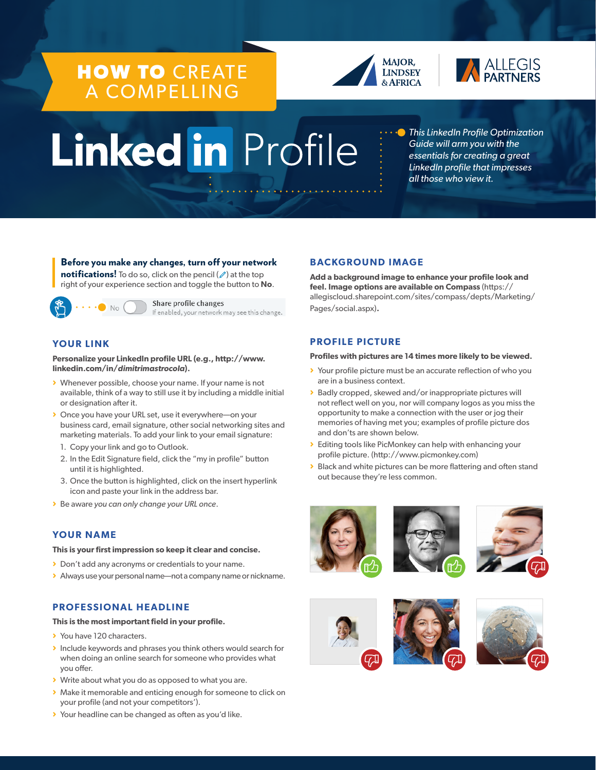# HOW TO CREATE A COMPELLING LinkedIn Profile

MAJOR, LINDSEY & AFRICA | ALLEGIS PARTNERS

*This LinkedIn Profile Optimization Guide will arm you with the essentials for creating a great LinkedIn profile that impresses all those who view it.*

**Before you make any changes, turn off your network notifications!** To do so, click on the pencil (✎) at the top right of your experience section and toggle the button to **No**.

No — Share profile changes
If enabled, your network may see this change.

## YOUR LINK

**Personalize your LinkedIn profile URL (e.g., http://www.linkedin.com/in/*dimitrimastrocola*).**

- Whenever possible, choose your name. If your name is not available, think of a way to still use it by including a middle initial or designation after it.
- Once you have your URL set, use it everywhere—on your business card, email signature, other social networking sites and marketing materials. To add your link to your email signature:
  1. Copy your link and go to Outlook.
  2. In the Edit Signature field, click the "my in profile" button until it is highlighted.
  3. Once the button is highlighted, click on the insert hyperlink icon and paste your link in the address bar.
- Be aware *you can only change your URL once*.

## YOUR NAME

**This is your first impression so keep it clear and concise.**

- Don't add any acronyms or credentials to your name.
- Always use your personal name—not a company name or nickname.

## PROFESSIONAL HEADLINE

**This is the most important field in your profile.**

- You have 120 characters.
- Include keywords and phrases you think others would search for when doing an online search for someone who provides what you offer.
- Write about what you do as opposed to what you are.
- Make it memorable and enticing enough for someone to click on your profile (and not your competitors').
- Your headline can be changed as often as you'd like.

## BACKGROUND IMAGE

**Add a background image to enhance your profile look and feel. Image options are available on Compass** (https://allegiscloud.sharepoint.com/sites/compass/depts/Marketing/Pages/social.aspx).

## PROFILE PICTURE

**Profiles with pictures are 14 times more likely to be viewed.**

- Your profile picture must be an accurate reflection of who you are in a business context.
- Badly cropped, skewed and/or inappropriate pictures will not reflect well on you, nor will company logos as you miss the opportunity to make a connection with the user or jog their memories of having met you; examples of profile picture dos and don'ts are shown below.
- Editing tools like PicMonkey can help with enhancing your profile picture. (http://www.picmonkey.com)
- Black and white pictures can be more flattering and often stand out because they're less common.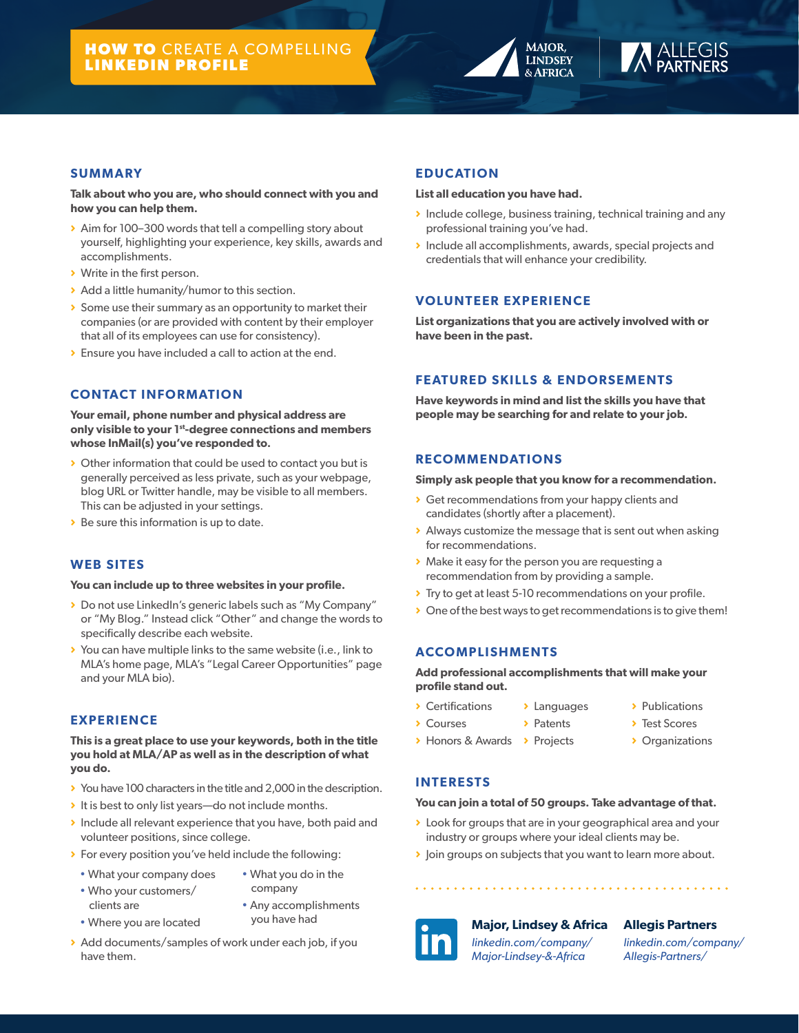# HOW TO CREATE A COMPELLING LINKEDIN PROFILE

## SUMMARY

**Talk about who you are, who should connect with you and how you can help them.**

- Aim for 100–300 words that tell a compelling story about yourself, highlighting your experience, key skills, awards and accomplishments.
- Write in the first person.
- Add a little humanity/humor to this section.
- Some use their summary as an opportunity to market their companies (or are provided with content by their employer that all of its employees can use for consistency).
- Ensure you have included a call to action at the end.

## CONTACT INFORMATION

**Your email, phone number and physical address are only visible to your 1st-degree connections and members whose InMail(s) you've responded to.**

- Other information that could be used to contact you but is generally perceived as less private, such as your webpage, blog URL or Twitter handle, may be visible to all members. This can be adjusted in your settings.
- Be sure this information is up to date.

## WEB SITES

**You can include up to three websites in your profile.**

- Do not use LinkedIn's generic labels such as "My Company" or "My Blog." Instead click "Other" and change the words to specifically describe each website.
- You can have multiple links to the same website (i.e., link to MLA's home page, MLA's "Legal Career Opportunities" page and your MLA bio).

## EXPERIENCE

**This is a great place to use your keywords, both in the title you hold at MLA/AP as well as in the description of what you do.**

- You have 100 characters in the title and 2,000 in the description.
- It is best to only list years—do not include months.
- Include all relevant experience that you have, both paid and volunteer positions, since college.
- For every position you've held include the following:
  - What your company does
  - Who your customers/clients are
  - Where you are located
  - What you do in the company
  - Any accomplishments you have had
- Add documents/samples of work under each job, if you have them.

## EDUCATION

**List all education you have had.**

- Include college, business training, technical training and any professional training you've had.
- Include all accomplishments, awards, special projects and credentials that will enhance your credibility.

## VOLUNTEER EXPERIENCE

**List organizations that you are actively involved with or have been in the past.**

## FEATURED SKILLS & ENDORSEMENTS

**Have keywords in mind and list the skills you have that people may be searching for and relate to your job.**

## RECOMMENDATIONS

**Simply ask people that you know for a recommendation.**

- Get recommendations from your happy clients and candidates (shortly after a placement).
- Always customize the message that is sent out when asking for recommendations.
- Make it easy for the person you are requesting a recommendation from by providing a sample.
- Try to get at least 5-10 recommendations on your profile.
- One of the best ways to get recommendations is to give them!

## ACCOMPLISHMENTS

**Add professional accomplishments that will make your profile stand out.**

- Certifications
- Courses
- Honors & Awards
- Languages
- Patents
- Projects
- Publications
- Test Scores
- Organizations

## INTERESTS

**You can join a total of 50 groups. Take advantage of that.**

- Look for groups that are in your geographical area and your industry or groups where your ideal clients may be.
- Join groups on subjects that you want to learn more about.

**Major, Lindsey & Africa**
*linkedin.com/company/Major-Lindsey-&-Africa*

**Allegis Partners**
*linkedin.com/company/Allegis-Partners/*